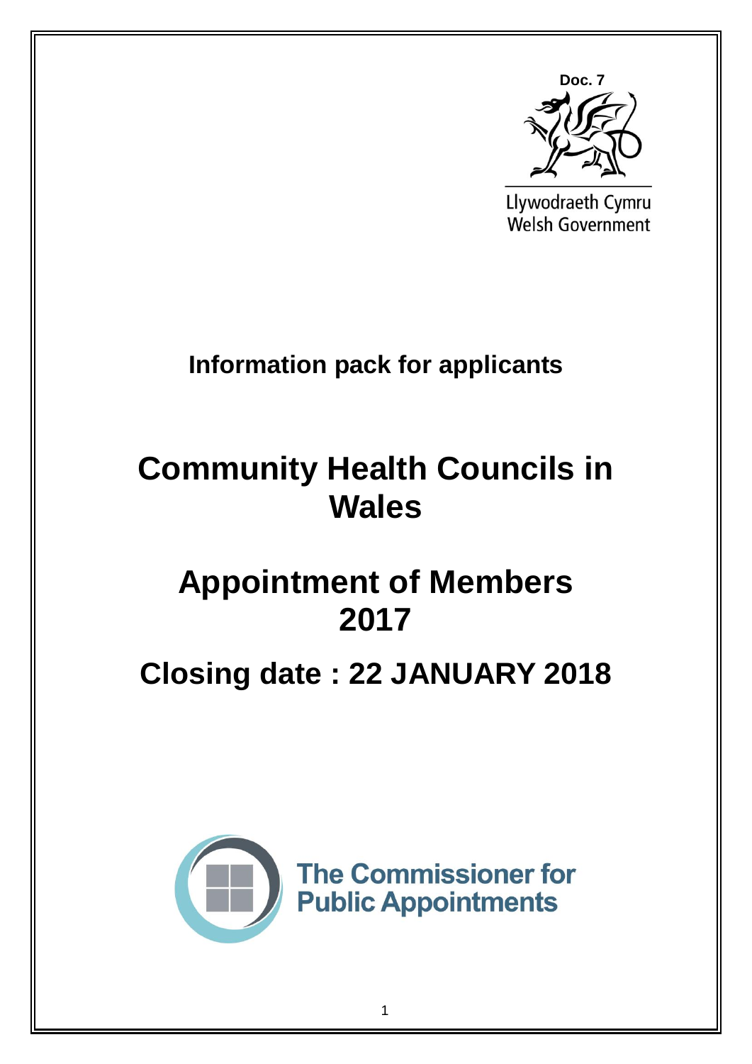Doc. 7

Llywodraeth Cymru
Welsh Government

**Information pack for applicants**

# Community Health Councils in Wales

# Appointment of Members 2017

## Closing date : 22 JANUARY 2018

The Commissioner for Public Appointments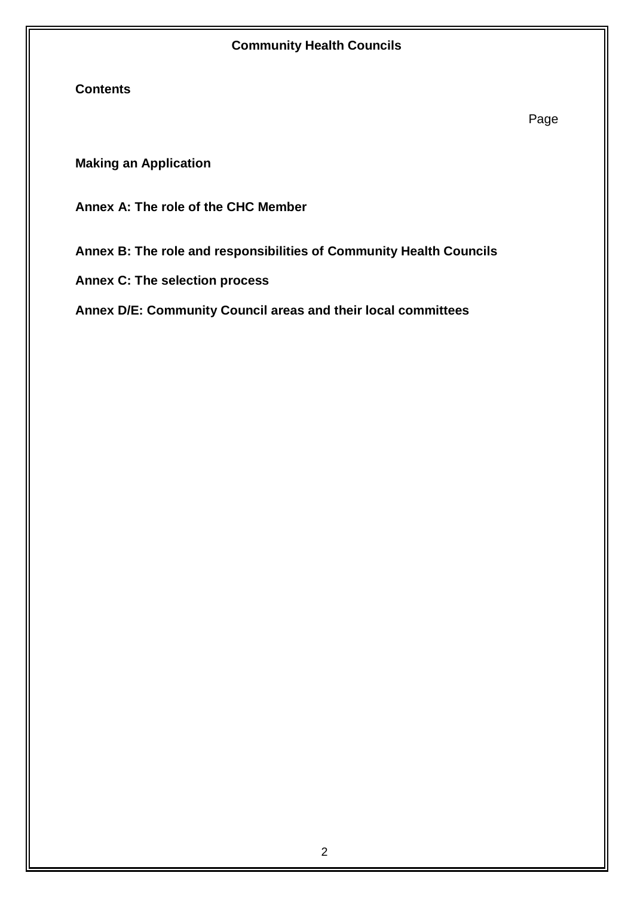**Community Health Councils**

## Contents

Page

**Making an Application**

**Annex A: The role of the CHC Member**

**Annex B: The role and responsibilities of Community Health Councils**

**Annex C: The selection process**

**Annex D/E: Community Council areas and their local committees**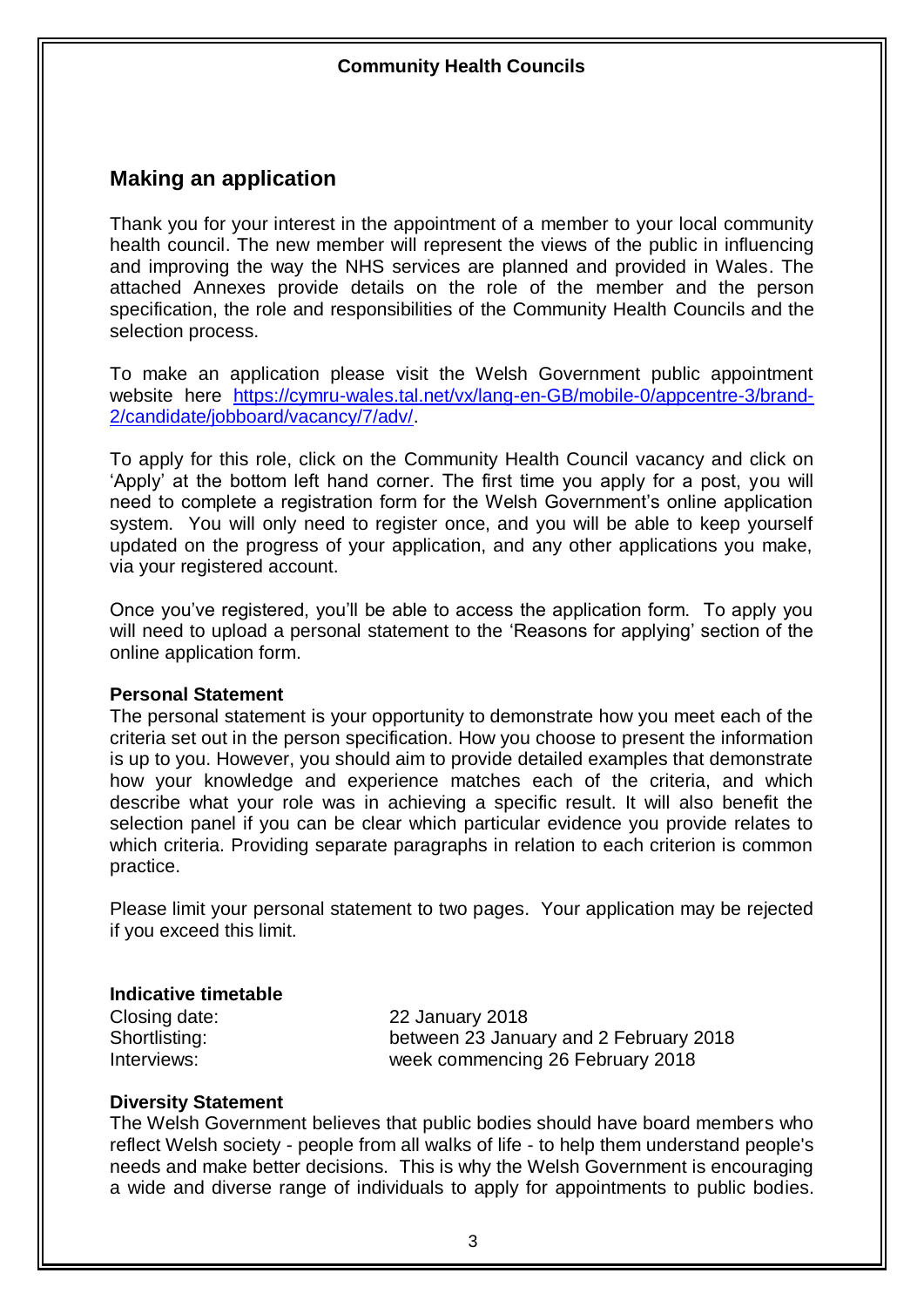## Making an application

Thank you for your interest in the appointment of a member to your local community health council. The new member will represent the views of the public in influencing and improving the way the NHS services are planned and provided in Wales. The attached Annexes provide details on the role of the member and the person specification, the role and responsibilities of the Community Health Councils and the selection process.

To make an application please visit the Welsh Government public appointment website here https://cymru-wales.tal.net/vx/lang-en-GB/mobile-0/appcentre-3/brand-2/candidate/jobboard/vacancy/7/adv/.

To apply for this role, click on the Community Health Council vacancy and click on 'Apply' at the bottom left hand corner. The first time you apply for a post, you will need to complete a registration form for the Welsh Government's online application system. You will only need to register once, and you will be able to keep yourself updated on the progress of your application, and any other applications you make, via your registered account.

Once you've registered, you'll be able to access the application form. To apply you will need to upload a personal statement to the 'Reasons for applying' section of the online application form.

**Personal Statement**

The personal statement is your opportunity to demonstrate how you meet each of the criteria set out in the person specification. How you choose to present the information is up to you. However, you should aim to provide detailed examples that demonstrate how your knowledge and experience matches each of the criteria, and which describe what your role was in achieving a specific result. It will also benefit the selection panel if you can be clear which particular evidence you provide relates to which criteria. Providing separate paragraphs in relation to each criterion is common practice.

Please limit your personal statement to two pages. Your application may be rejected if you exceed this limit.

**Indicative timetable**

| | |
|---|---|
| Closing date: | 22 January 2018 |
| Shortlisting: | between 23 January and 2 February 2018 |
| Interviews: | week commencing 26 February 2018 |

**Diversity Statement**

The Welsh Government believes that public bodies should have board members who reflect Welsh society - people from all walks of life - to help them understand people's needs and make better decisions. This is why the Welsh Government is encouraging a wide and diverse range of individuals to apply for appointments to public bodies.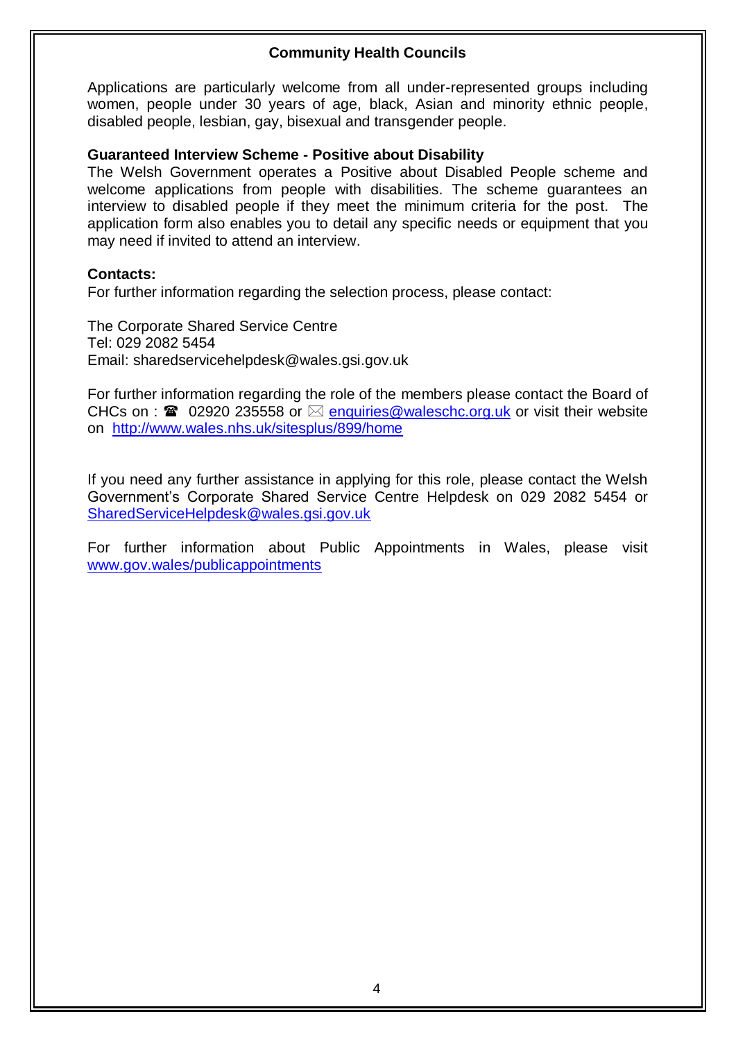**Community Health Councils**

Applications are particularly welcome from all under-represented groups including women, people under 30 years of age, black, Asian and minority ethnic people, disabled people, lesbian, gay, bisexual and transgender people.

**Guaranteed Interview Scheme - Positive about Disability**
The Welsh Government operates a Positive about Disabled People scheme and welcome applications from people with disabilities. The scheme guarantees an interview to disabled people if they meet the minimum criteria for the post. The application form also enables you to detail any specific needs or equipment that you may need if invited to attend an interview.

**Contacts:**
For further information regarding the selection process, please contact:

The Corporate Shared Service Centre
Tel: 029 2082 5454
Email: sharedservicehelpdesk@wales.gsi.gov.uk

For further information regarding the role of the members please contact the Board of CHCs on : ☎ 02920 235558 or ✉ enquiries@waleschc.org.uk or visit their website on http://www.wales.nhs.uk/sitesplus/899/home

If you need any further assistance in applying for this role, please contact the Welsh Government's Corporate Shared Service Centre Helpdesk on 029 2082 5454 or SharedServiceHelpdesk@wales.gsi.gov.uk

For further information about Public Appointments in Wales, please visit www.gov.wales/publicappointments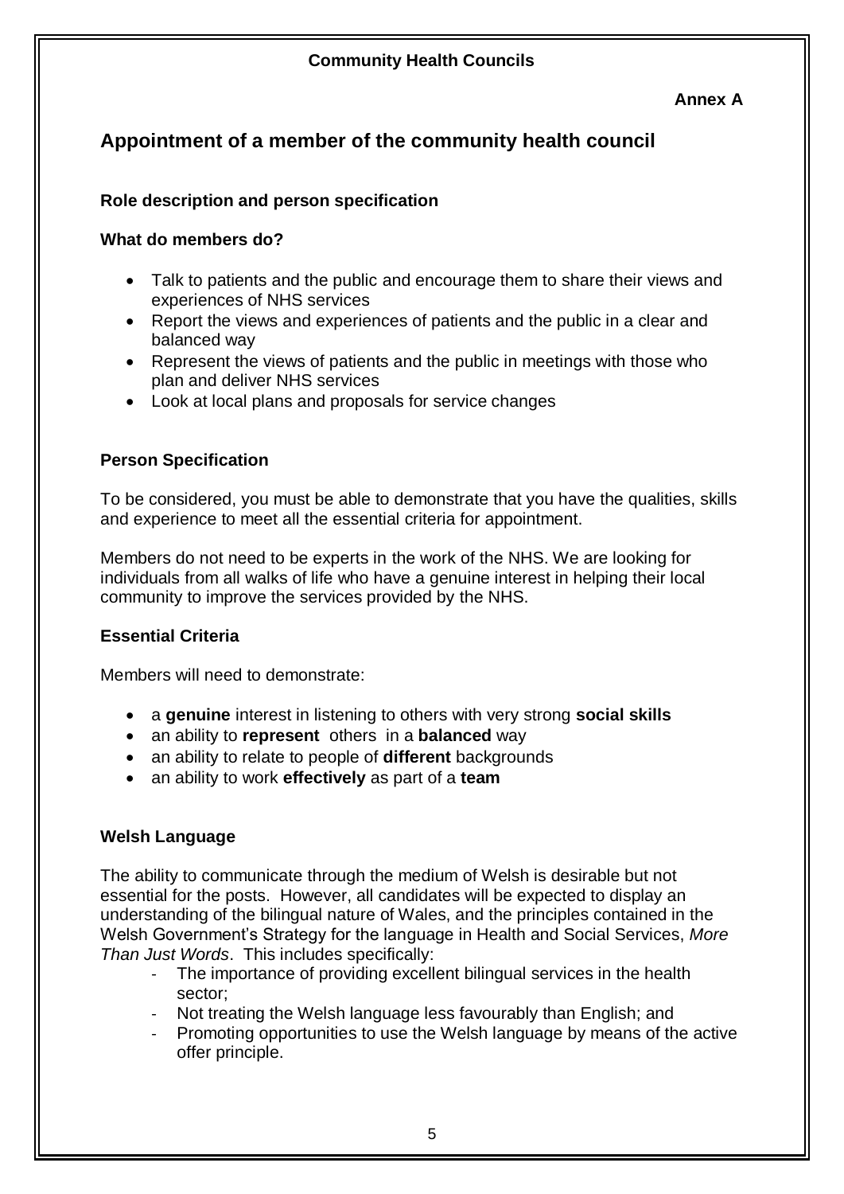**Community Health Councils**

**Annex A**

## Appointment of a member of the community health council

### Role description and person specification

### What do members do?

- Talk to patients and the public and encourage them to share their views and experiences of NHS services
- Report the views and experiences of patients and the public in a clear and balanced way
- Represent the views of patients and the public in meetings with those who plan and deliver NHS services
- Look at local plans and proposals for service changes

### Person Specification

To be considered, you must be able to demonstrate that you have the qualities, skills and experience to meet all the essential criteria for appointment.

Members do not need to be experts in the work of the NHS. We are looking for individuals from all walks of life who have a genuine interest in helping their local community to improve the services provided by the NHS.

### Essential Criteria

Members will need to demonstrate:

- a **genuine** interest in listening to others with very strong **social skills**
- an ability to **represent** others in a **balanced** way
- an ability to relate to people of **different** backgrounds
- an ability to work **effectively** as part of a **team**

### Welsh Language

The ability to communicate through the medium of Welsh is desirable but not essential for the posts. However, all candidates will be expected to display an understanding of the bilingual nature of Wales, and the principles contained in the Welsh Government's Strategy for the language in Health and Social Services, *More Than Just Words*. This includes specifically:

- The importance of providing excellent bilingual services in the health sector;
- Not treating the Welsh language less favourably than English; and
- Promoting opportunities to use the Welsh language by means of the active offer principle.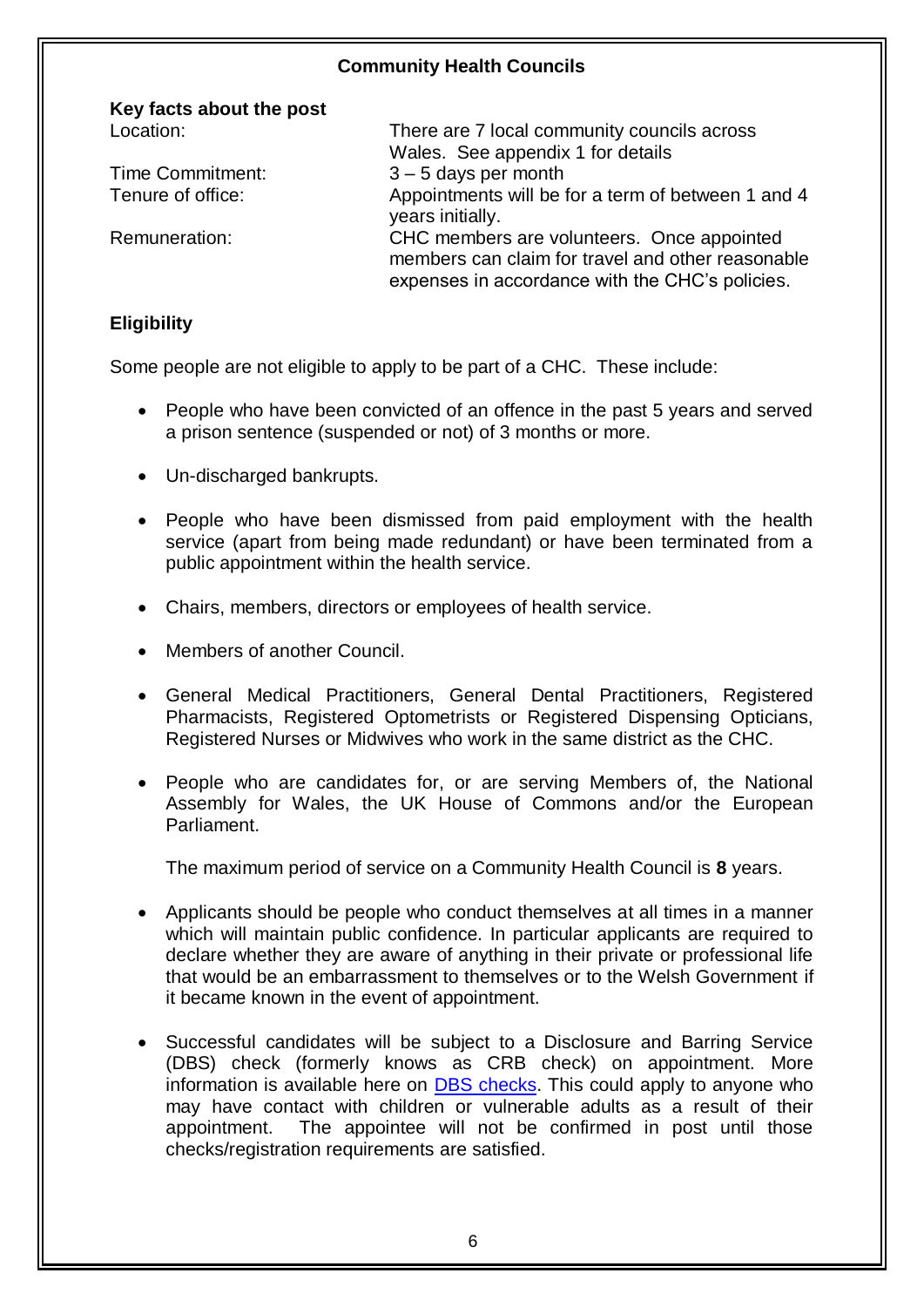## Community Health Councils

### Key facts about the post

| | |
|---|---|
| Location: | There are 7 local community councils across Wales. See appendix 1 for details |
| Time Commitment: | 3 – 5 days per month |
| Tenure of office: | Appointments will be for a term of between 1 and 4 years initially. |
| Remuneration: | CHC members are volunteers. Once appointed members can claim for travel and other reasonable expenses in accordance with the CHC's policies. |

### Eligibility

Some people are not eligible to apply to be part of a CHC. These include:

- People who have been convicted of an offence in the past 5 years and served a prison sentence (suspended or not) of 3 months or more.
- Un-discharged bankrupts.
- People who have been dismissed from paid employment with the health service (apart from being made redundant) or have been terminated from a public appointment within the health service.
- Chairs, members, directors or employees of health service.
- Members of another Council.
- General Medical Practitioners, General Dental Practitioners, Registered Pharmacists, Registered Optometrists or Registered Dispensing Opticians, Registered Nurses or Midwives who work in the same district as the CHC.
- People who are candidates for, or are serving Members of, the National Assembly for Wales, the UK House of Commons and/or the European Parliament.

  The maximum period of service on a Community Health Council is **8** years.

- Applicants should be people who conduct themselves at all times in a manner which will maintain public confidence. In particular applicants are required to declare whether they are aware of anything in their private or professional life that would be an embarrassment to themselves or to the Welsh Government if it became known in the event of appointment.
- Successful candidates will be subject to a Disclosure and Barring Service (DBS) check (formerly knows as CRB check) on appointment. More information is available here on DBS checks. This could apply to anyone who may have contact with children or vulnerable adults as a result of their appointment. The appointee will not be confirmed in post until those checks/registration requirements are satisfied.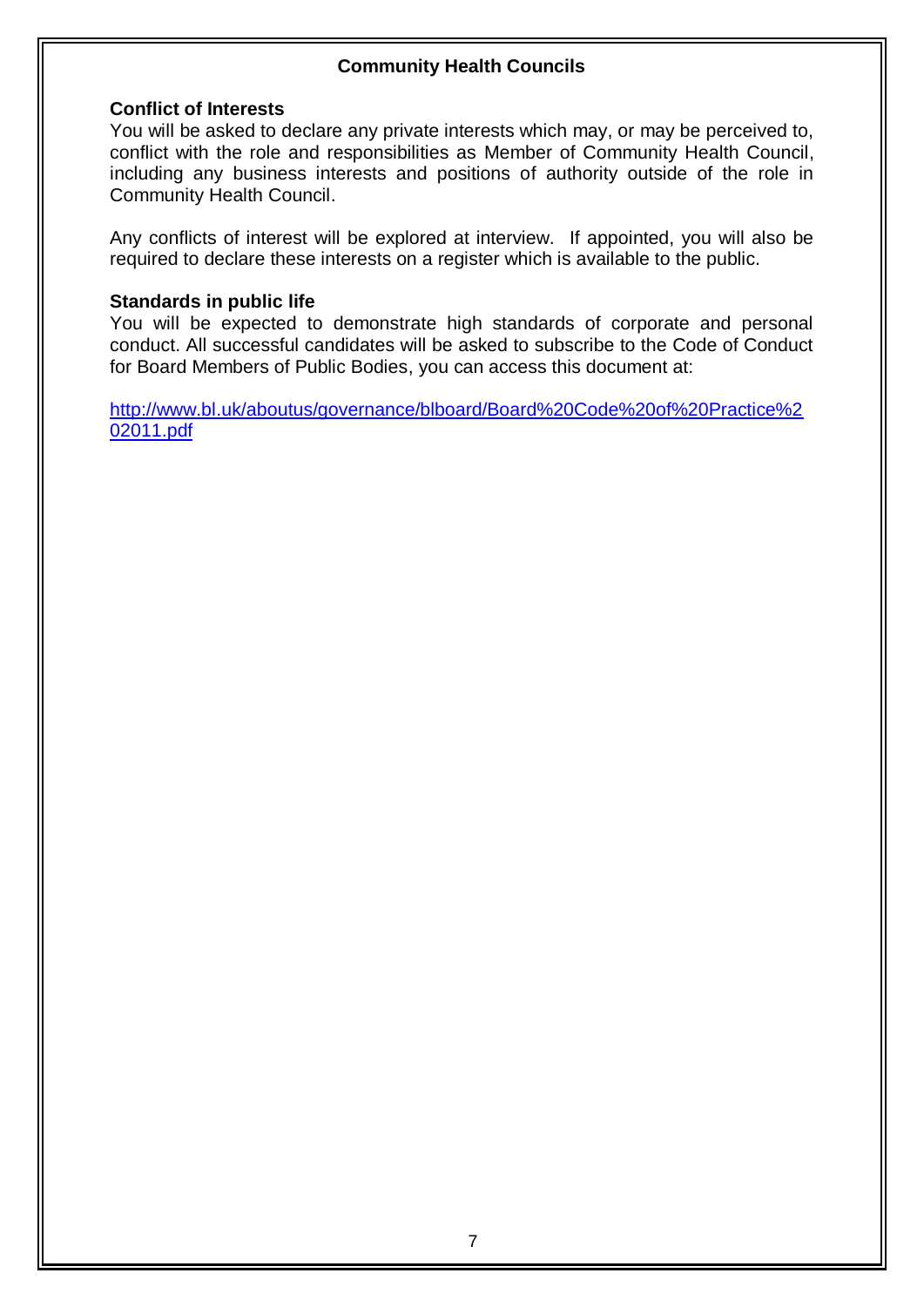**Community Health Councils**

**Conflict of Interests**

You will be asked to declare any private interests which may, or may be perceived to, conflict with the role and responsibilities as Member of Community Health Council, including any business interests and positions of authority outside of the role in Community Health Council.

Any conflicts of interest will be explored at interview. If appointed, you will also be required to declare these interests on a register which is available to the public.

**Standards in public life**

You will be expected to demonstrate high standards of corporate and personal conduct. All successful candidates will be asked to subscribe to the Code of Conduct for Board Members of Public Bodies, you can access this document at:

http://www.bl.uk/aboutus/governance/blboard/Board%20Code%20of%20Practice%202011.pdf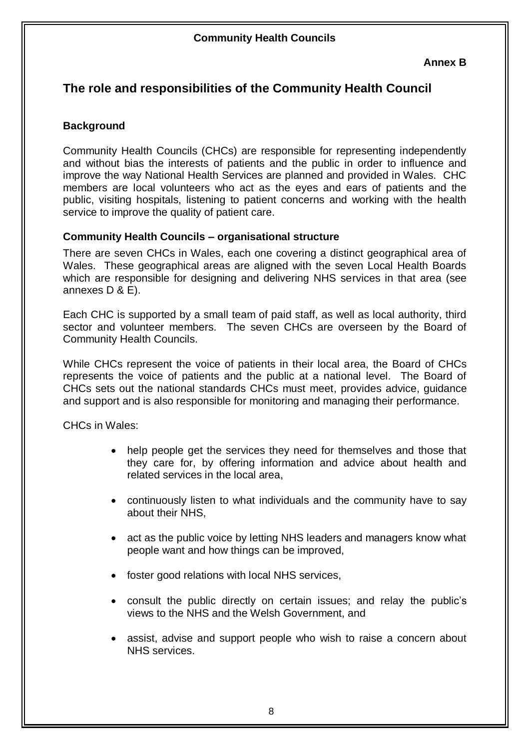**Community Health Councils**

**Annex B**

## The role and responsibilities of the Community Health Council

### Background

Community Health Councils (CHCs) are responsible for representing independently and without bias the interests of patients and the public in order to influence and improve the way National Health Services are planned and provided in Wales. CHC members are local volunteers who act as the eyes and ears of patients and the public, visiting hospitals, listening to patient concerns and working with the health service to improve the quality of patient care.

### Community Health Councils – organisational structure

There are seven CHCs in Wales, each one covering a distinct geographical area of Wales. These geographical areas are aligned with the seven Local Health Boards which are responsible for designing and delivering NHS services in that area (see annexes D & E).

Each CHC is supported by a small team of paid staff, as well as local authority, third sector and volunteer members. The seven CHCs are overseen by the Board of Community Health Councils.

While CHCs represent the voice of patients in their local area, the Board of CHCs represents the voice of patients and the public at a national level. The Board of CHCs sets out the national standards CHCs must meet, provides advice, guidance and support and is also responsible for monitoring and managing their performance.

CHCs in Wales:

- help people get the services they need for themselves and those that they care for, by offering information and advice about health and related services in the local area,
- continuously listen to what individuals and the community have to say about their NHS,
- act as the public voice by letting NHS leaders and managers know what people want and how things can be improved,
- foster good relations with local NHS services,
- consult the public directly on certain issues; and relay the public's views to the NHS and the Welsh Government, and
- assist, advise and support people who wish to raise a concern about NHS services.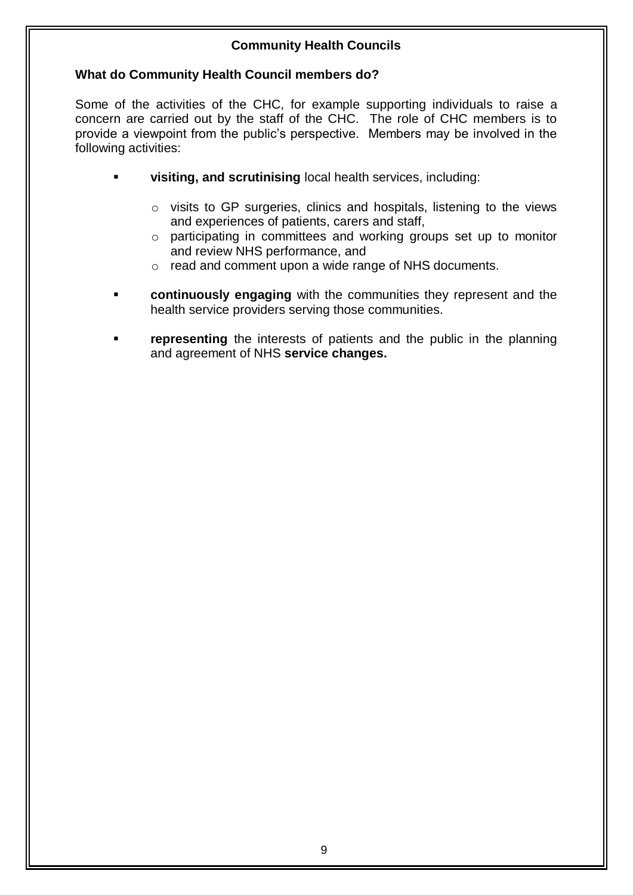## Community Health Councils

### What do Community Health Council members do?

Some of the activities of the CHC, for example supporting individuals to raise a concern are carried out by the staff of the CHC. The role of CHC members is to provide a viewpoint from the public's perspective. Members may be involved in the following activities:

- **visiting, and scrutinising** local health services, including:
  - visits to GP surgeries, clinics and hospitals, listening to the views and experiences of patients, carers and staff,
  - participating in committees and working groups set up to monitor and review NHS performance, and
  - read and comment upon a wide range of NHS documents.
- **continuously engaging** with the communities they represent and the health service providers serving those communities.
- **representing** the interests of patients and the public in the planning and agreement of NHS **service changes.**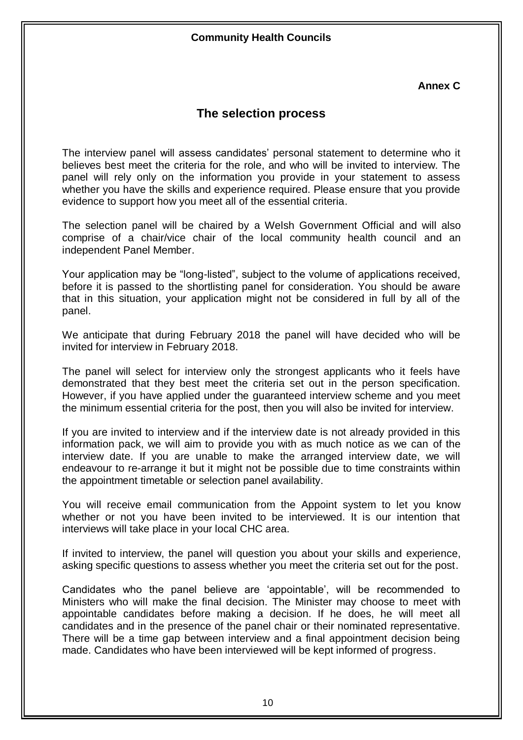**Annex C**

## The selection process

The interview panel will assess candidates' personal statement to determine who it believes best meet the criteria for the role, and who will be invited to interview. The panel will rely only on the information you provide in your statement to assess whether you have the skills and experience required. Please ensure that you provide evidence to support how you meet all of the essential criteria.

The selection panel will be chaired by a Welsh Government Official and will also comprise of a chair/vice chair of the local community health council and an independent Panel Member.

Your application may be "long-listed", subject to the volume of applications received, before it is passed to the shortlisting panel for consideration. You should be aware that in this situation, your application might not be considered in full by all of the panel.

We anticipate that during February 2018 the panel will have decided who will be invited for interview in February 2018.

The panel will select for interview only the strongest applicants who it feels have demonstrated that they best meet the criteria set out in the person specification. However, if you have applied under the guaranteed interview scheme and you meet the minimum essential criteria for the post, then you will also be invited for interview.

If you are invited to interview and if the interview date is not already provided in this information pack, we will aim to provide you with as much notice as we can of the interview date. If you are unable to make the arranged interview date, we will endeavour to re-arrange it but it might not be possible due to time constraints within the appointment timetable or selection panel availability.

You will receive email communication from the Appoint system to let you know whether or not you have been invited to be interviewed. It is our intention that interviews will take place in your local CHC area.

If invited to interview, the panel will question you about your skills and experience, asking specific questions to assess whether you meet the criteria set out for the post.

Candidates who the panel believe are 'appointable', will be recommended to Ministers who will make the final decision. The Minister may choose to meet with appointable candidates before making a decision. If he does, he will meet all candidates and in the presence of the panel chair or their nominated representative. There will be a time gap between interview and a final appointment decision being made. Candidates who have been interviewed will be kept informed of progress.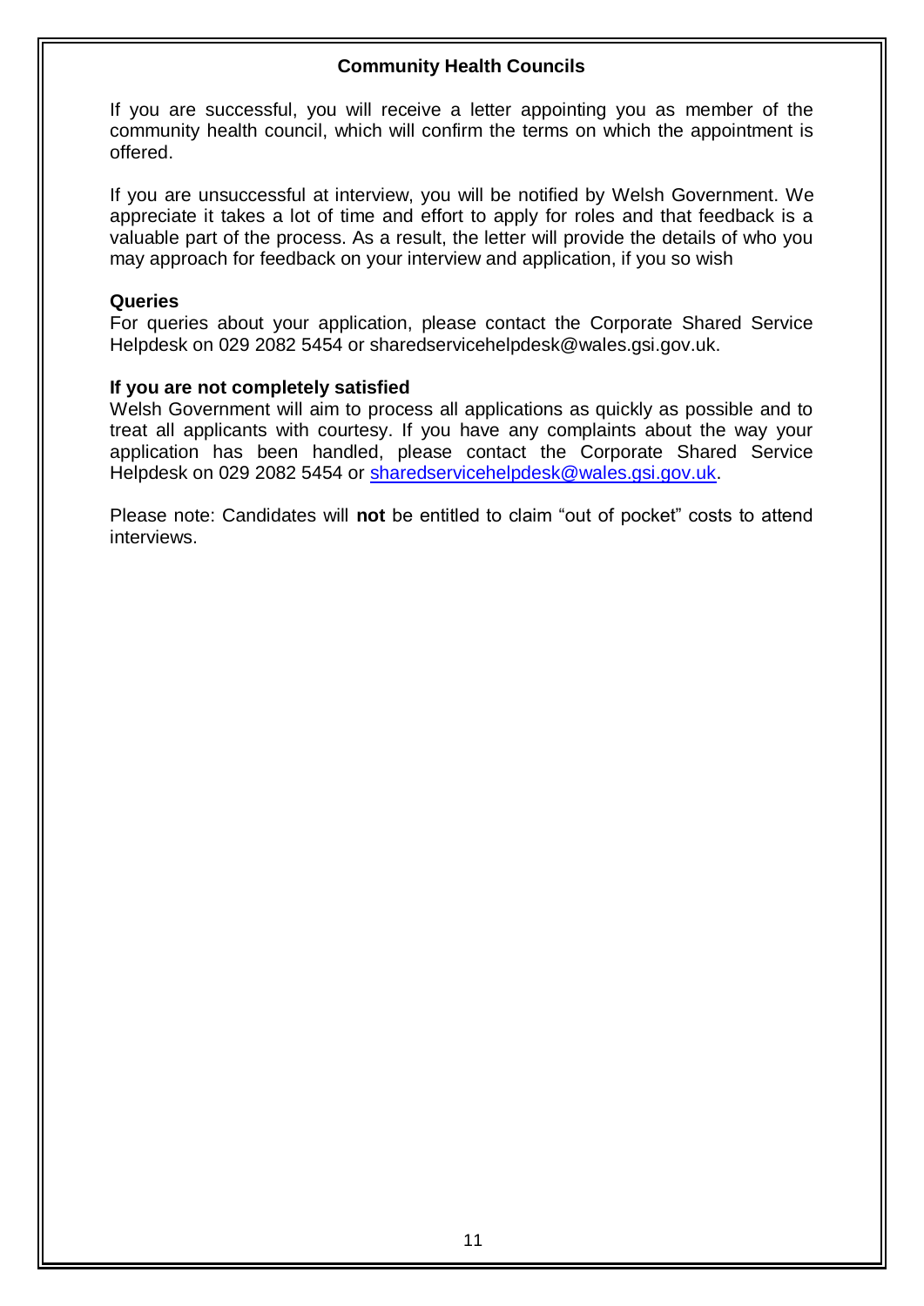**Community Health Councils**

If you are successful, you will receive a letter appointing you as member of the community health council, which will confirm the terms on which the appointment is offered.

If you are unsuccessful at interview, you will be notified by Welsh Government. We appreciate it takes a lot of time and effort to apply for roles and that feedback is a valuable part of the process. As a result, the letter will provide the details of who you may approach for feedback on your interview and application, if you so wish

**Queries**

For queries about your application, please contact the Corporate Shared Service Helpdesk on 029 2082 5454 or sharedservicehelpdesk@wales.gsi.gov.uk.

**If you are not completely satisfied**

Welsh Government will aim to process all applications as quickly as possible and to treat all applicants with courtesy. If you have any complaints about the way your application has been handled, please contact the Corporate Shared Service Helpdesk on 029 2082 5454 or sharedservicehelpdesk@wales.gsi.gov.uk.

Please note: Candidates will **not** be entitled to claim "out of pocket" costs to attend interviews.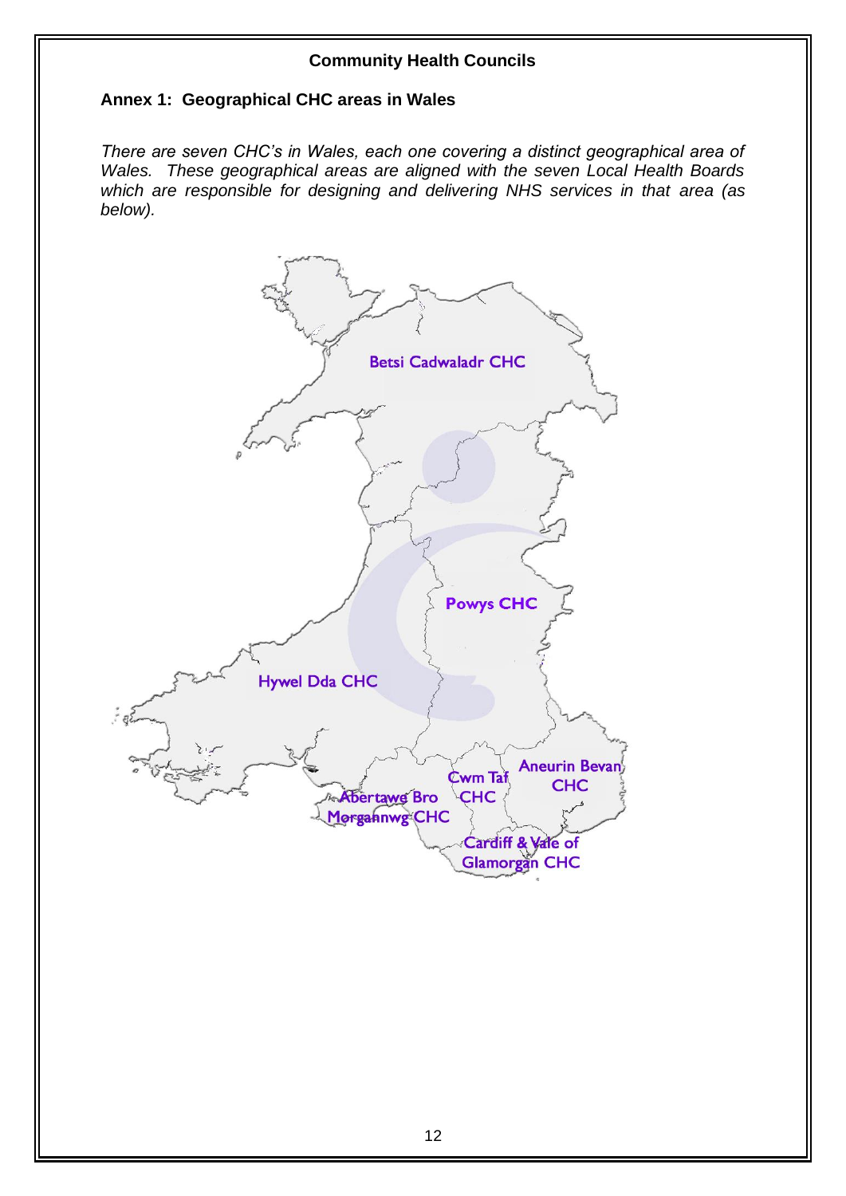## Community Health Councils

### Annex 1: Geographical CHC areas in Wales

*There are seven CHC's in Wales, each one covering a distinct geographical area of Wales. These geographical areas are aligned with the seven Local Health Boards which are responsible for designing and delivering NHS services in that area (as below).*

Betsi Cadwaladr CHC

Powys CHC

Hywel Dda CHC

Aneurin Bevan CHC

Cwm Taf CHC

Abertawe Bro Morgannwg CHC

Cardiff & Vale of Glamorgan CHC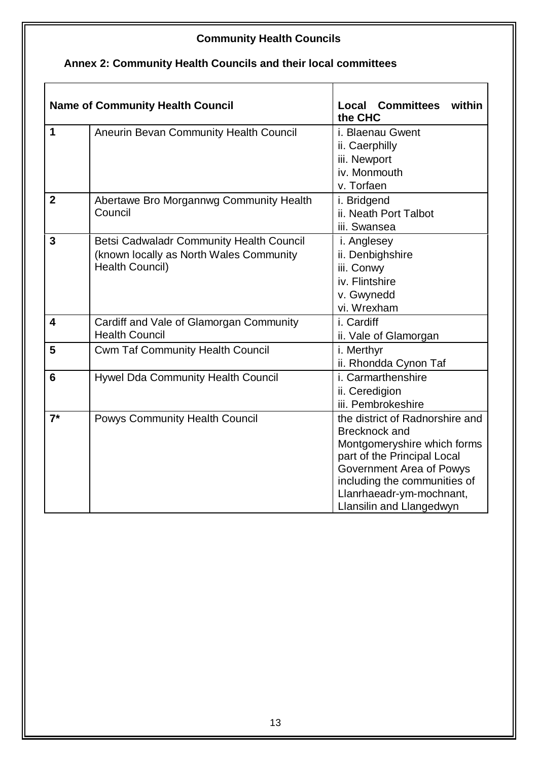**Community Health Councils**

## Annex 2: Community Health Councils and their local committees

| Name of Community Health Council | | Local Committees within the CHC |
|---|---|---|
| 1 | Aneurin Bevan Community Health Council | i. Blaenau Gwent<br>ii. Caerphilly<br>iii. Newport<br>iv. Monmouth<br>v. Torfaen |
| 2 | Abertawe Bro Morgannwg Community Health Council | i. Bridgend<br>ii. Neath Port Talbot<br>iii. Swansea |
| 3 | Betsi Cadwaladr Community Health Council (known locally as North Wales Community Health Council) | i. Anglesey<br>ii. Denbighshire<br>iii. Conwy<br>iv. Flintshire<br>v. Gwynedd<br>vi. Wrexham |
| 4 | Cardiff and Vale of Glamorgan Community Health Council | i. Cardiff<br>ii. Vale of Glamorgan |
| 5 | Cwm Taf Community Health Council | i. Merthyr<br>ii. Rhondda Cynon Taf |
| 6 | Hywel Dda Community Health Council | i. Carmarthenshire<br>ii. Ceredigion<br>iii. Pembrokeshire |
| 7* | Powys Community Health Council | the district of Radnorshire and Brecknock and Montgomeryshire which forms part of the Principal Local Government Area of Powys including the communities of Llanrhaeadr-ym-mochnant, Llansilin and Llangedwyn |